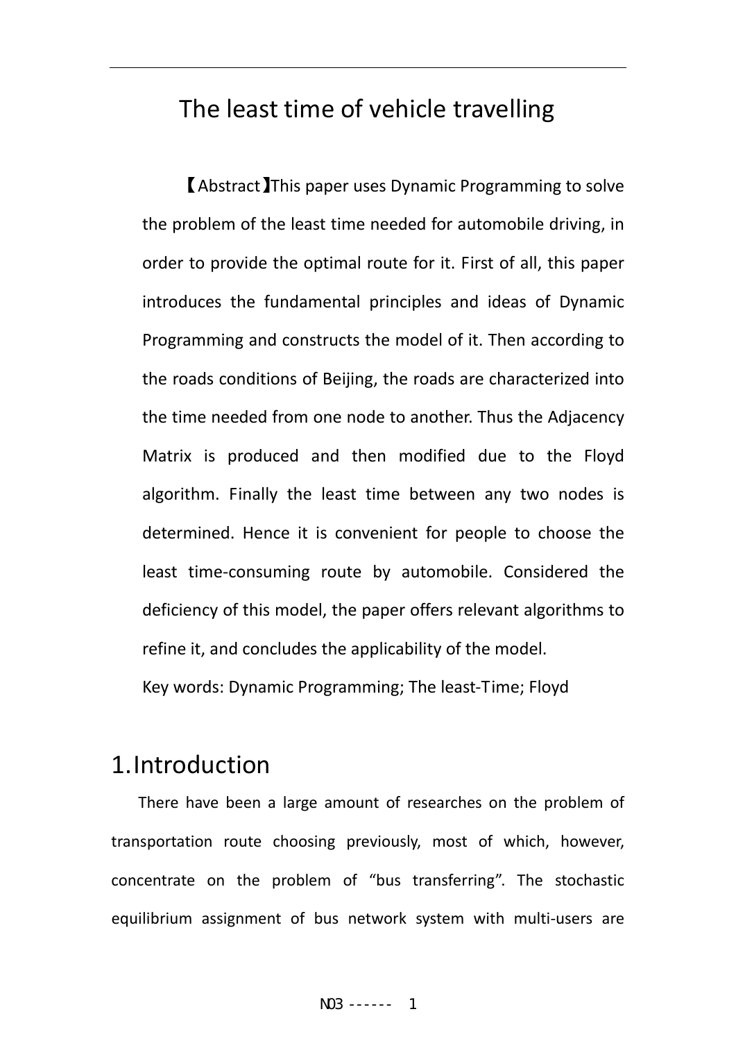# The least time of vehicle travelling

【Abstract】This paper uses Dynamic Programming to solve the problem of the least time needed for automobile driving, in order to provide the optimal route for it. First of all, this paper introduces the fundamental principles and ideas of Dynamic Programming and constructs the model of it. Then according to the roads conditions of Beijing, the roads are characterized into the time needed from one node to another. Thus the Adjacency Matrix is produced and then modified due to the Floyd algorithm. Finally the least time between any two nodes is determined. Hence it is convenient for people to choose the least time-consuming route by automobile. Considered the deficiency of this model, the paper offers relevant algorithms to refine it, and concludes the applicability of the model.

Key words: Dynamic Programming; The least-Time; Floyd

## 1.Introduction

There have been a large amount of researches on the problem of transportation route choosing previously, most of which, however, concentrate on the problem of "bus transferring". The stochastic equilibrium assignment of bus network system with multi-users are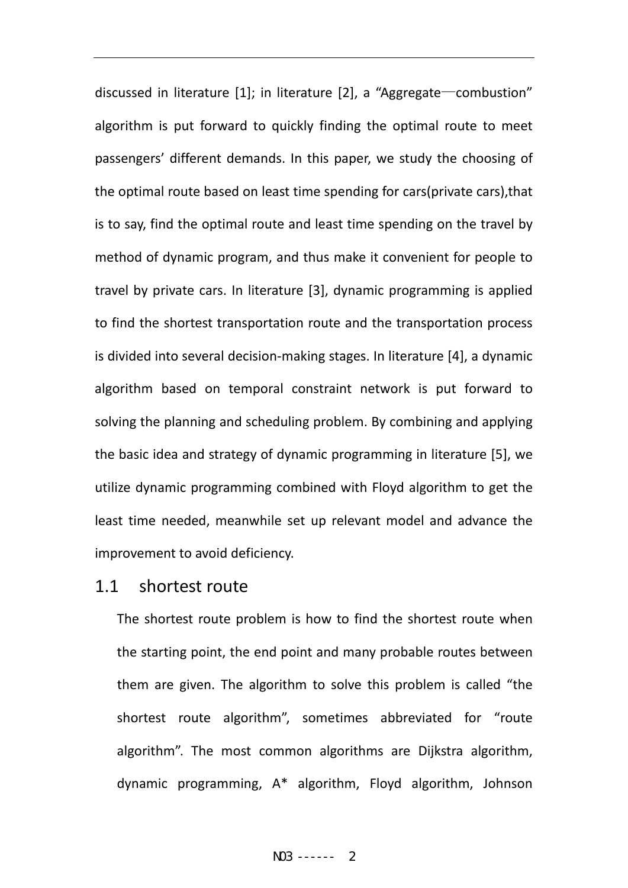discussed in literature [1]; in literature [2], a "Aggregate—combustion" algorithm is put forward to quickly finding the optimal route to meet passengers' different demands. In this paper, we study the choosing of the optimal route based on least time spending for cars(private cars),that is to say, find the optimal route and least time spending on the travel by method of dynamic program, and thus make it convenient for people to travel by private cars. In literature [3], dynamic programming is applied to find the shortest transportation route and the transportation process is divided into several decision-making stages. In literature [4], a dynamic algorithm based on temporal constraint network is put forward to solving the planning and scheduling problem. By combining and applying the basic idea and strategy of dynamic programming in literature [5], we utilize dynamic programming combined with Floyd algorithm to get the least time needed, meanwhile set up relevant model and advance the improvement to avoid deficiency.

## 1.1 shortest route

The shortest route problem is how to find the shortest route when the starting point, the end point and many probable routes between them are given. The algorithm to solve this problem is called "the shortest route algorithm", sometimes abbreviated for "route algorithm". The most common algorithms are Dijkstra algorithm, dynamic programming, A* algorithm, Floyd algorithm, Johnson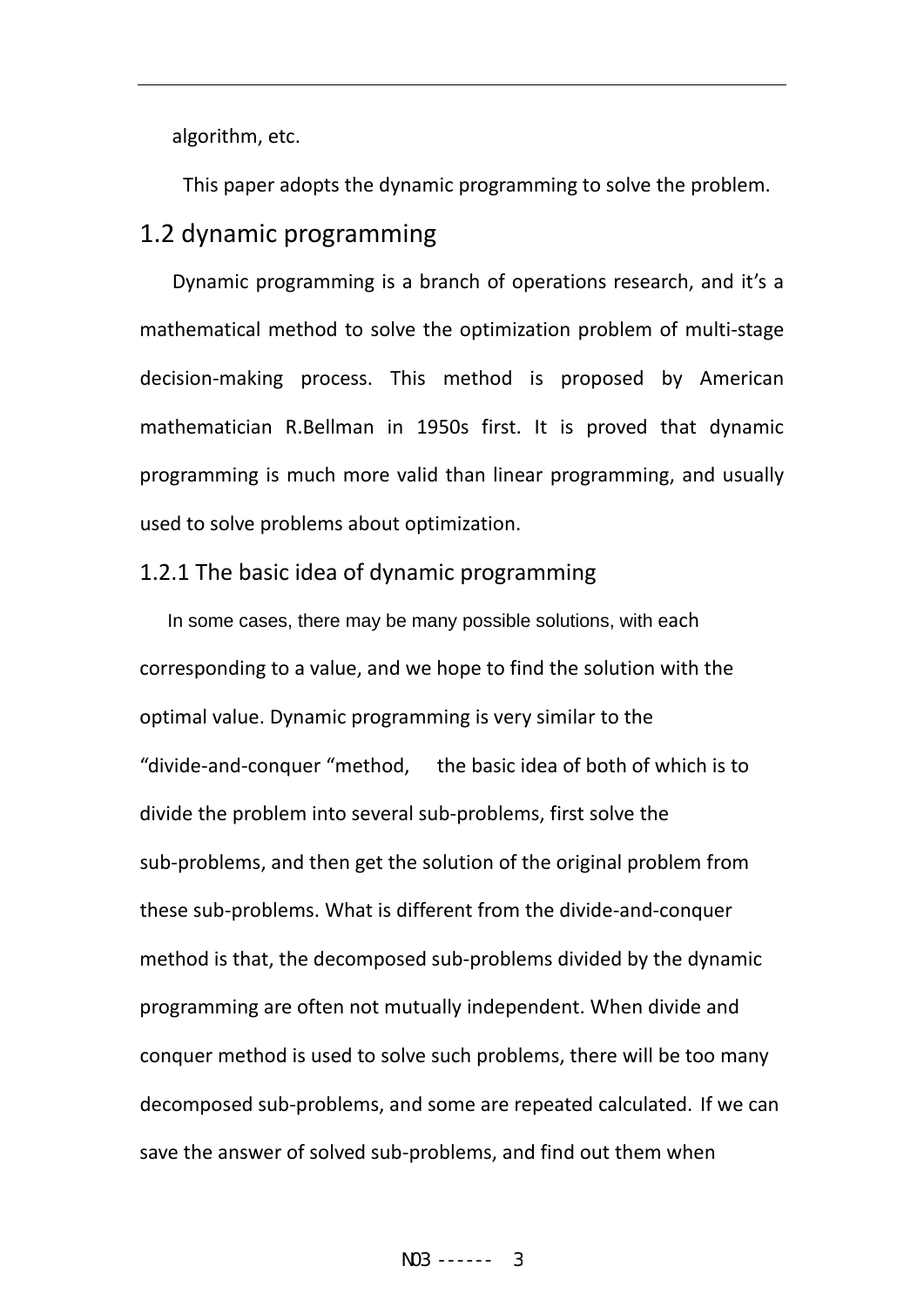algorithm, etc.

This paper adopts the dynamic programming to solve the problem.

## 1.2 dynamic programming

Dynamic programming is a branch of operations research, and it's a mathematical method to solve the optimization problem of multi-stage decision-making process. This method is proposed by American mathematician R.Bellman in 1950s first. It is proved that dynamic programming is much more valid than linear programming, and usually used to solve problems about optimization.

### 1.2.1 The basic idea of dynamic programming

In some cases, there may be many possible solutions, with each corresponding to a value, and we hope to find the solution with the optimal value. Dynamic programming is very similar to the "divide-and-conquer "method, the basic idea of both of which is to divide the problem into several sub-problems, first solve the sub-problems, and then get the solution of the original problem from these sub-problems. What is different from the divide-and-conquer method is that, the decomposed sub-problems divided by the dynamic programming are often not mutually independent. When divide and conquer method is used to solve such problems, there will be too many decomposed sub-problems, and some are repeated calculated. If we can save the answer of solved sub-problems, and find out them when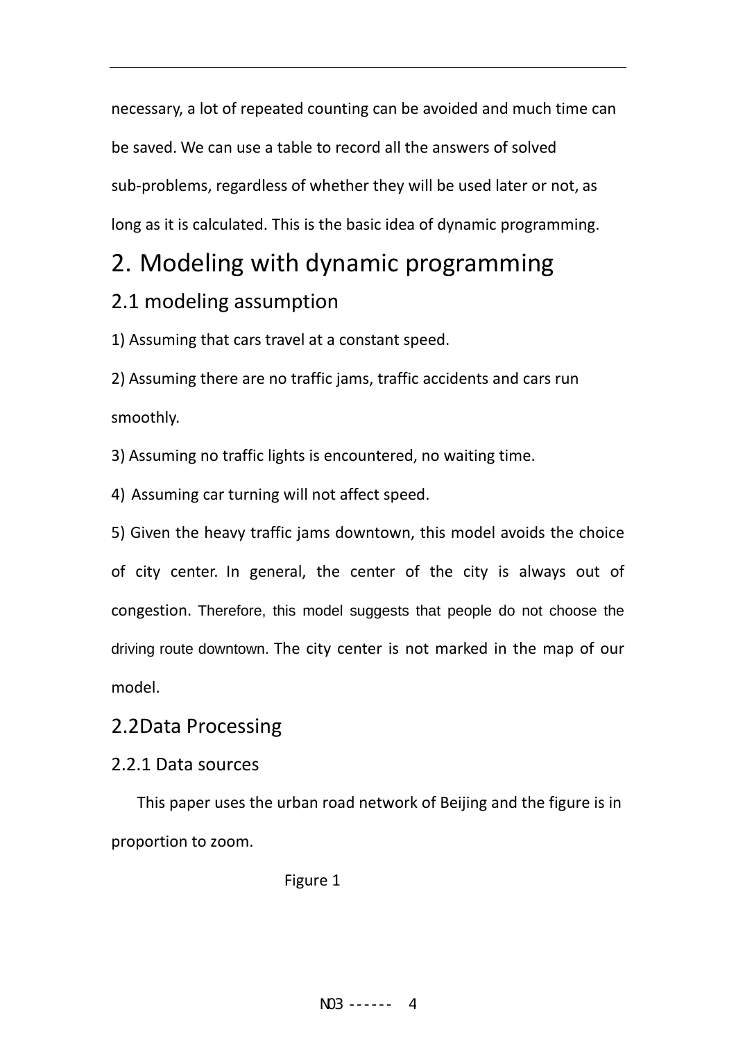necessary, a lot of repeated counting can be avoided and much time can be saved. We can use a table to record all the answers of solved sub-problems, regardless of whether they will be used later or not, as long as it is calculated. This is the basic idea of dynamic programming.

# 2. Modeling with dynamic programming

## 2.1 modeling assumption

1) Assuming that cars travel at a constant speed.

2) Assuming there are no traffic jams, traffic accidents and cars run smoothly.

3) Assuming no traffic lights is encountered, no waiting time.

4) Assuming car turning will not affect speed.

5) Given the heavy traffic jams downtown, this model avoids the choice of city center. In general, the center of the city is always out of congestion. Therefore, this model suggests that people do not choose the driving route downtown. The city center is not marked in the map of our model.

## 2.2Data Processing

### 2.2.1 Data sources

This paper uses the urban road network of Beijing and the figure is in proportion to zoom.

Figure 1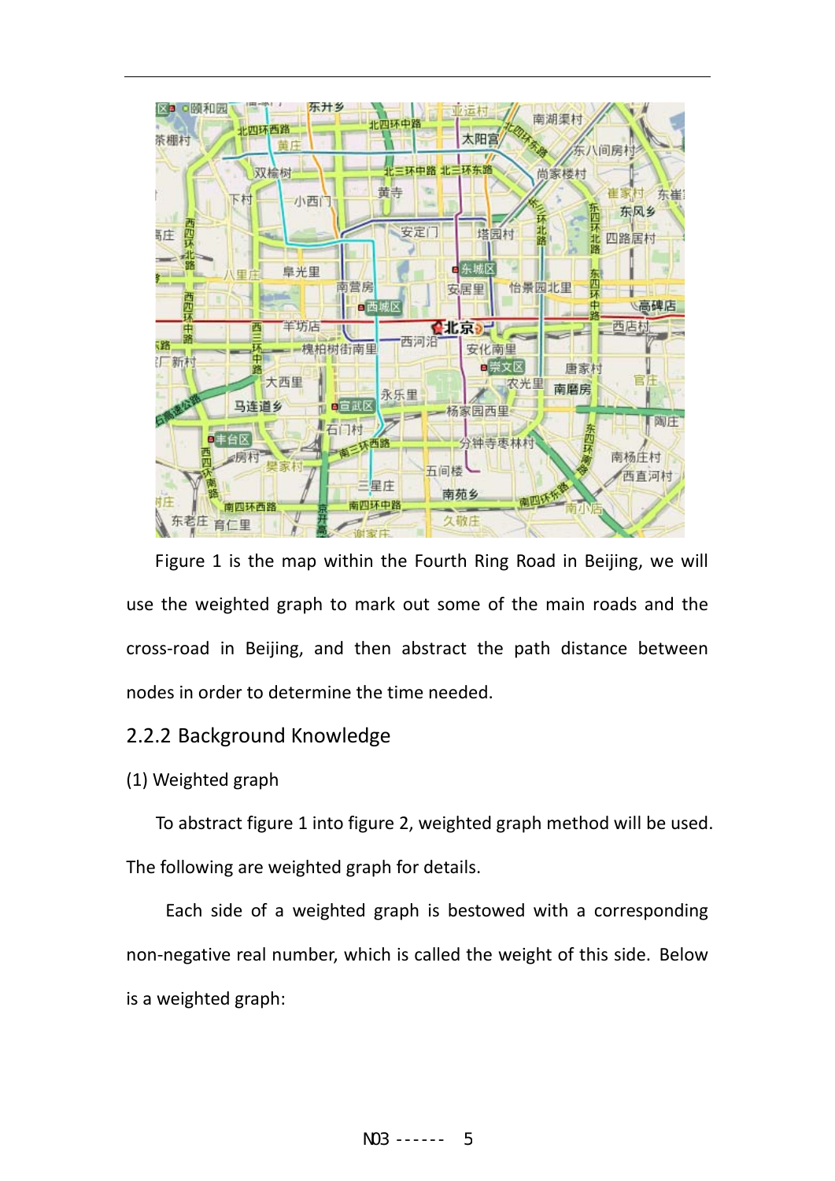Figure 1 is the map within the Fourth Ring Road in Beijing, we will use the weighted graph to mark out some of the main roads and the cross-road in Beijing, and then abstract the path distance between nodes in order to determine the time needed.

## 2.2.2 Background Knowledge

(1) Weighted graph

To abstract figure 1 into figure 2, weighted graph method will be used. The following are weighted graph for details.

Each side of a weighted graph is bestowed with a corresponding non-negative real number, which is called the weight of this side. Below is a weighted graph: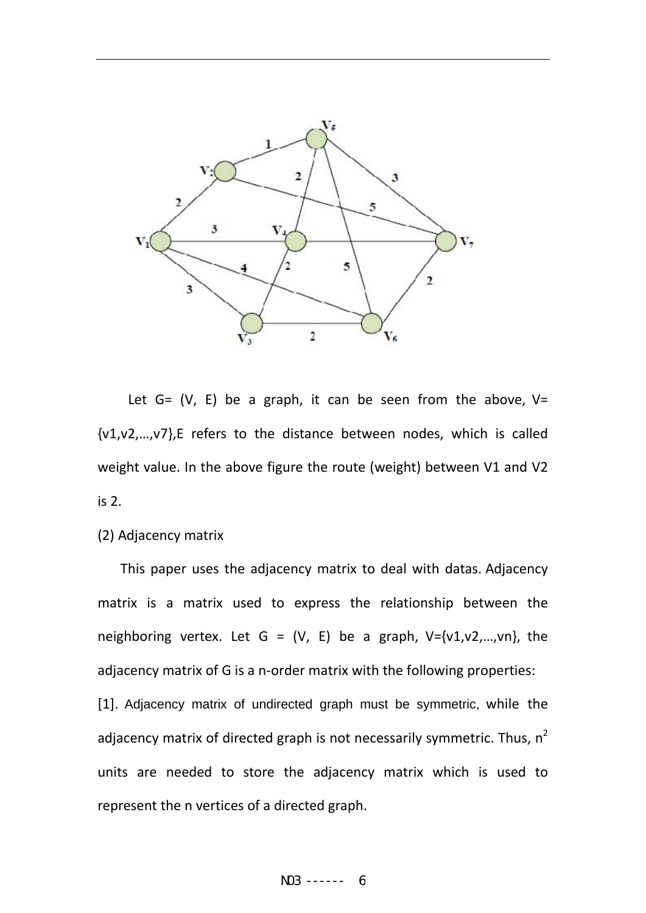Let G= (V, E) be a graph, it can be seen from the above, V= {v1,v2,…,v7},E refers to the distance between nodes, which is called weight value. In the above figure the route (weight) between V1 and V2 is 2.

(2) Adjacency matrix

This paper uses the adjacency matrix to deal with datas. Adjacency matrix is a matrix used to express the relationship between the neighboring vertex. Let G = (V, E) be a graph, V={v1,v2,…,vn}, the adjacency matrix of G is a n-order matrix with the following properties:

[1]. Adjacency matrix of undirected graph must be symmetric, while the adjacency matrix of directed graph is not necessarily symmetric. Thus, $n^2$ units are needed to store the adjacency matrix which is used to represent the n vertices of a directed graph.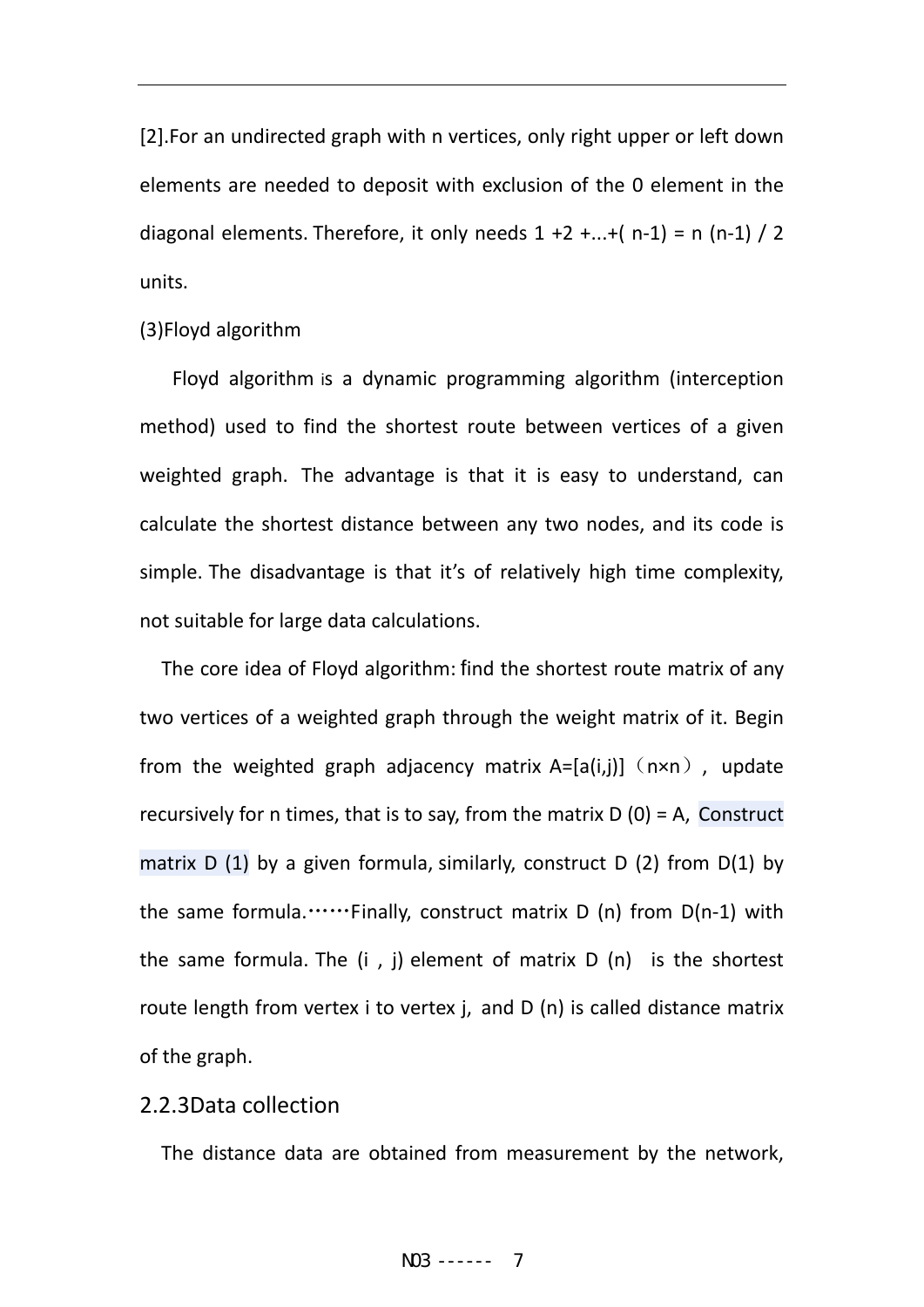[2].For an undirected graph with n vertices, only right upper or left down elements are needed to deposit with exclusion of the 0 element in the diagonal elements. Therefore, it only needs $1 + 2 + ... + (n-1) = n(n-1)/2$ units.

(3)Floyd algorithm

Floyd algorithm is a dynamic programming algorithm (interception method) used to find the shortest route between vertices of a given weighted graph. The advantage is that it is easy to understand, can calculate the shortest distance between any two nodes, and its code is simple. The disadvantage is that it's of relatively high time complexity, not suitable for large data calculations.

The core idea of Floyd algorithm: find the shortest route matrix of any two vertices of a weighted graph through the weight matrix of it. Begin from the weighted graph adjacency matrix $A=[a(i,j)]$ ($n \times n$), update recursively for n times, that is to say, from the matrix $D(0) = A$, Construct matrix $D(1)$ by a given formula, similarly, construct $D(2)$ from $D(1)$ by the same formula.……Finally, construct matrix $D(n)$ from $D(n-1)$ with the same formula. The $(i, j)$ element of matrix $D(n)$ is the shortest route length from vertex i to vertex j, and $D(n)$ is called distance matrix of the graph.

### 2.2.3Data collection

The distance data are obtained from measurement by the network,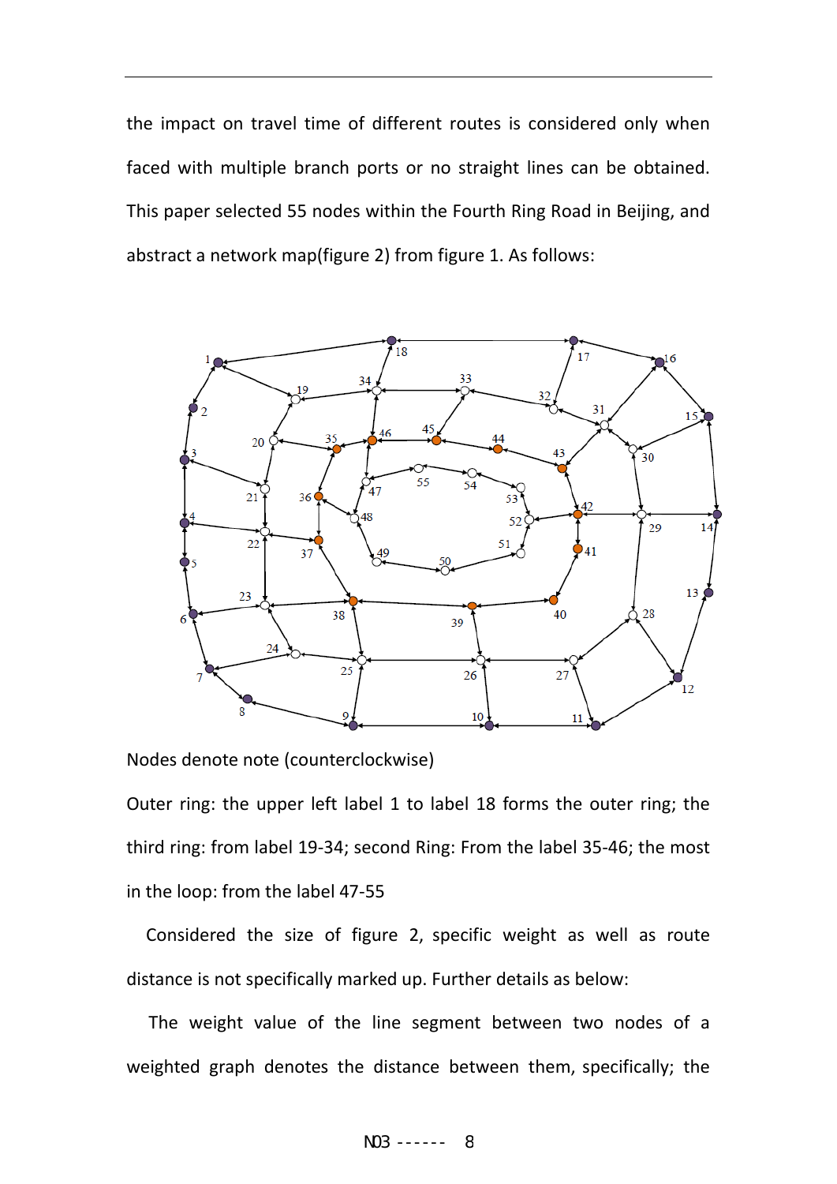the impact on travel time of different routes is considered only when faced with multiple branch ports or no straight lines can be obtained. This paper selected 55 nodes within the Fourth Ring Road in Beijing, and abstract a network map(figure 2) from figure 1. As follows:

Nodes denote note (counterclockwise)

Outer ring: the upper left label 1 to label 18 forms the outer ring; the third ring: from label 19-34; second Ring: From the label 35-46; the most in the loop: from the label 47-55

Considered the size of figure 2, specific weight as well as route distance is not specifically marked up. Further details as below:

The weight value of the line segment between two nodes of a weighted graph denotes the distance between them, specifically; the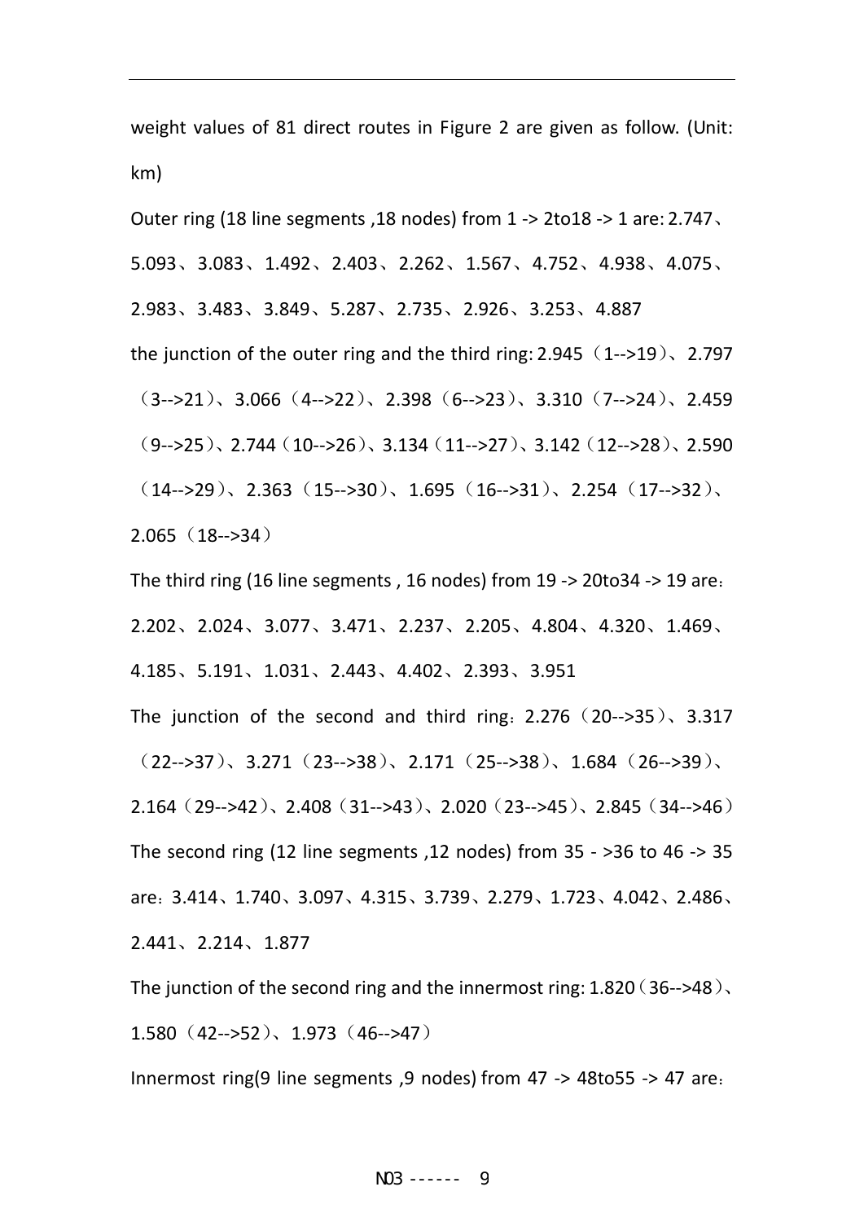weight values of 81 direct routes in Figure 2 are given as follow. (Unit: km)

Outer ring (18 line segments ,18 nodes) from 1 -> 2to18 -> 1 are: 2.747、5.093、3.083、1.492、2.403、2.262、1.567、4.752、4.938、4.075、2.983、3.483、3.849、5.287、2.735、2.926、3.253、4.887

the junction of the outer ring and the third ring: 2.945（1-->19）、2.797（3-->21）、3.066（4-->22）、2.398（6-->23）、3.310（7-->24）、2.459（9-->25）、2.744（10-->26）、3.134（11-->27）、3.142（12-->28）、2.590（14-->29）、2.363（15-->30）、1.695（16-->31）、2.254（17-->32）、2.065（18-->34）

The third ring (16 line segments , 16 nodes) from 19 -> 20to34 -> 19 are：2.202、2.024、3.077、3.471、2.237、2.205、4.804、4.320、1.469、4.185、5.191、1.031、2.443、4.402、2.393、3.951

The junction of the second and third ring：2.276（20-->35）、3.317（22-->37）、3.271（23-->38）、2.171（25-->38）、1.684（26-->39）、2.164（29-->42）、2.408（31-->43）、2.020（23-->45）、2.845（34-->46）

The second ring (12 line segments ,12 nodes) from 35 - >36 to 46 -> 35 are：3.414、1.740、3.097、4.315、3.739、2.279、1.723、4.042、2.486、2.441、2.214、1.877

The junction of the second ring and the innermost ring: 1.820（36-->48）、1.580（42-->52）、1.973（46-->47）

Innermost ring(9 line segments ,9 nodes) from 47 -> 48to55 -> 47 are：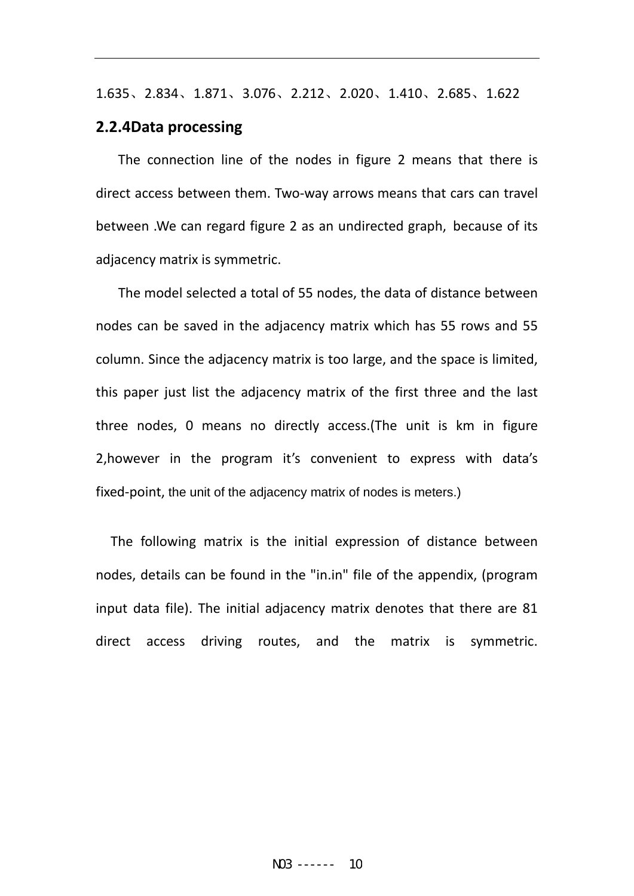1.635、2.834、1.871、3.076、2.212、2.020、1.410、2.685、1.622

### 2.2.4Data processing

The connection line of the nodes in figure 2 means that there is direct access between them. Two-way arrows means that cars can travel between .We can regard figure 2 as an undirected graph, because of its adjacency matrix is symmetric.

The model selected a total of 55 nodes, the data of distance between nodes can be saved in the adjacency matrix which has 55 rows and 55 column. Since the adjacency matrix is too large, and the space is limited, this paper just list the adjacency matrix of the first three and the last three nodes, 0 means no directly access.(The unit is km in figure 2,however in the program it's convenient to express with data's fixed-point, the unit of the adjacency matrix of nodes is meters.)

The following matrix is the initial expression of distance between nodes, details can be found in the "in.in" file of the appendix, (program input data file). The initial adjacency matrix denotes that there are 81 direct access driving routes, and the matrix is symmetric.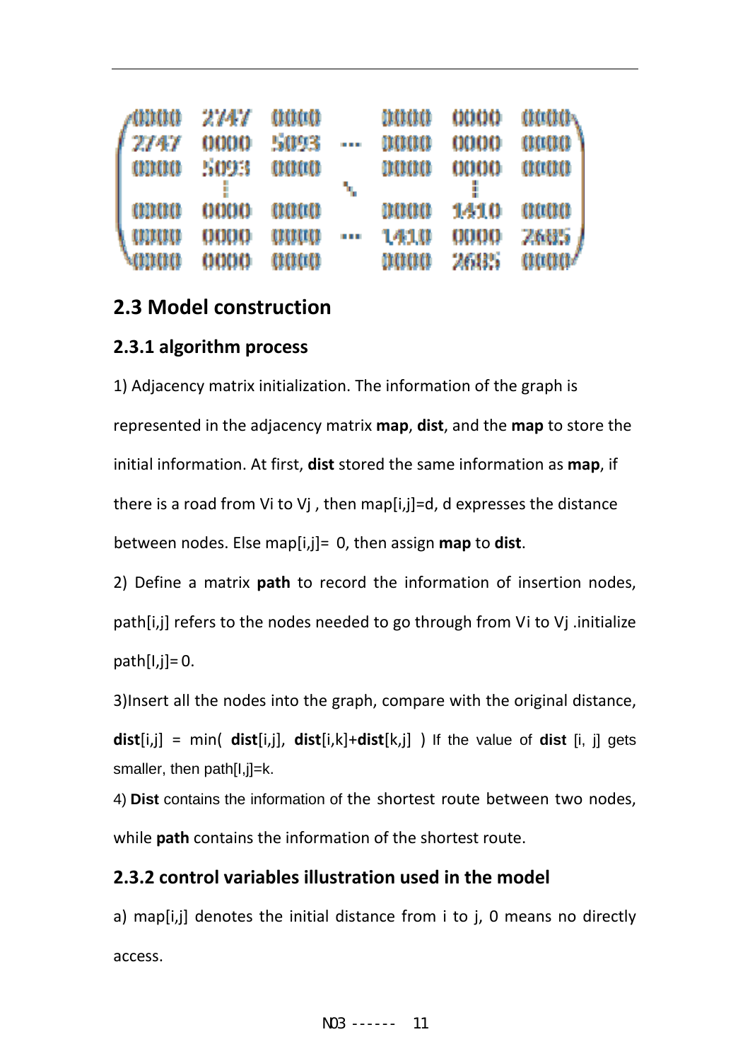$$
\begin{pmatrix}
0000 & 2747 & 0000 & & 0000 & 0000 & 0000 \\
2747 & 0000 & 5093 & \cdots & 0000 & 0000 & 0000 \\
0000 & 5093 & 0000 & & 0000 & 0000 & 0000 \\
 & \vdots & & \ddots & & \vdots & \\
0000 & 0000 & 0000 & & 0000 & 1410 & 0000 \\
0000 & 0000 & 0000 & \cdots & 1410 & 0000 & 2685 \\
0000 & 0000 & 0000 & & 0000 & 2685 & 0000
\end{pmatrix}
$$

## 2.3 Model construction

### 2.3.1 algorithm process

1) Adjacency matrix initialization. The information of the graph is represented in the adjacency matrix **map**, **dist**, and the **map** to store the initial information. At first, **dist** stored the same information as **map**, if there is a road from Vi to Vj , then map[i,j]=d, d expresses the distance between nodes. Else map[i,j]= 0, then assign **map** to **dist**.

2) Define a matrix **path** to record the information of insertion nodes, path[i,j] refers to the nodes needed to go through from Vi to Vj .initialize path[I,j]= 0.

3)Insert all the nodes into the graph, compare with the original distance, **dist**[i,j] = min( **dist**[i,j], **dist**[i,k]+**dist**[k,j] ) If the value of **dist** [i, j] gets smaller, then path[I,j]=k.

4) **Dist** contains the information of the shortest route between two nodes, while **path** contains the information of the shortest route.

### 2.3.2 control variables illustration used in the model

a) map[i,j] denotes the initial distance from i to j, 0 means no directly access.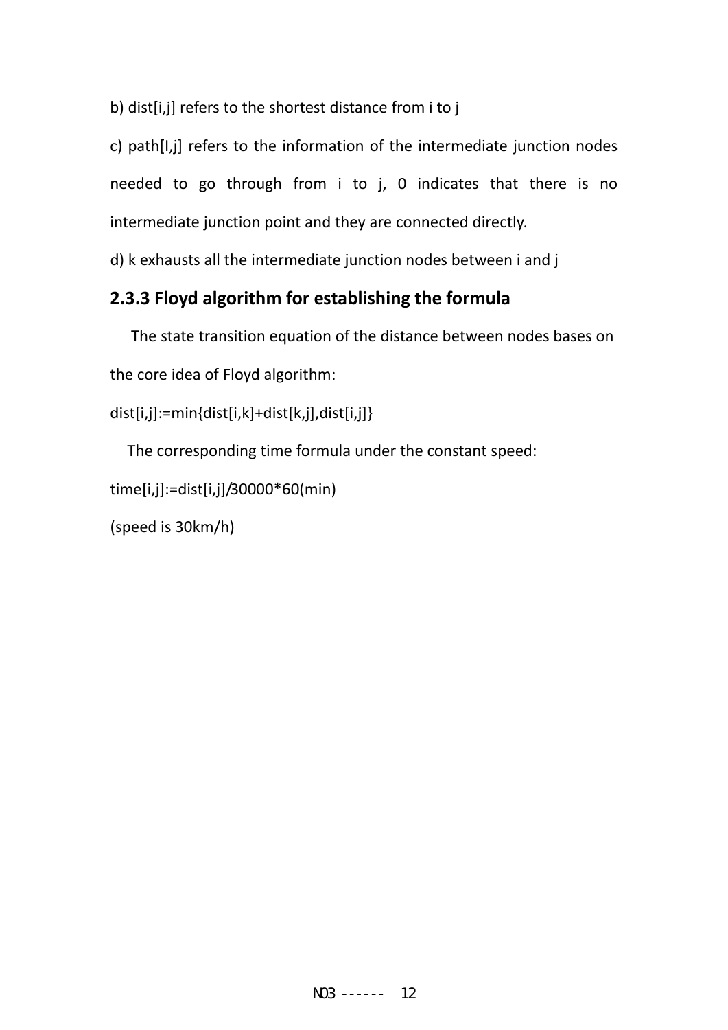b) dist[i,j] refers to the shortest distance from i to j

c) path[I,j] refers to the information of the intermediate junction nodes needed to go through from i to j, 0 indicates that there is no intermediate junction point and they are connected directly.

d) k exhausts all the intermediate junction nodes between i and j

### 2.3.3 Floyd algorithm for establishing the formula

The state transition equation of the distance between nodes bases on the core idea of Floyd algorithm:

dist[i,j]:=min{dist[i,k]+dist[k,j],dist[i,j]}

The corresponding time formula under the constant speed:

time[i,j]:=dist[i,j]/30000*60(min)

(speed is 30km/h)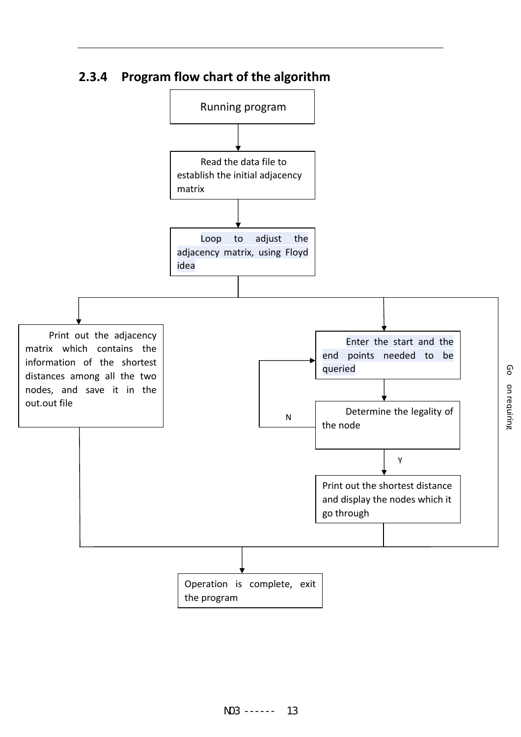### 2.3.4 Program flow chart of the algorithm

Running program

Read the data file to establish the initial adjacency matrix

Loop to adjust the adjacency matrix, using Floyd idea

Print out the adjacency matrix which contains the information of the shortest distances among all the two nodes, and save it in the out.out file

Enter the start and the end points needed to be queried

Determine the legality of the node

N

Y

Print out the shortest distance and display the nodes which it go through

Go on requiring

Operation is complete, exit the program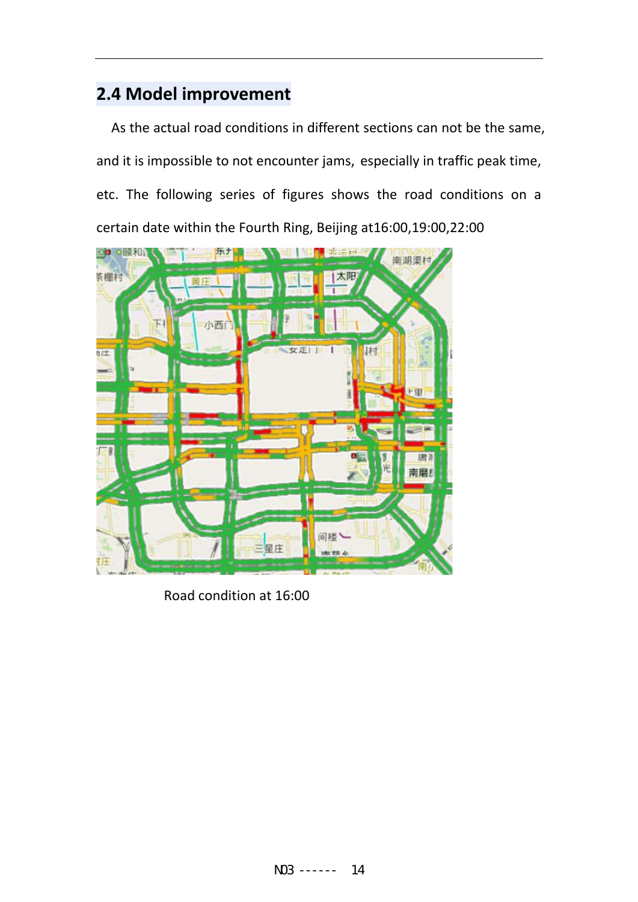## 2.4 Model improvement

As the actual road conditions in different sections can not be the same, and it is impossible to not encounter jams, especially in traffic peak time, etc. The following series of figures shows the road conditions on a certain date within the Fourth Ring, Beijing at16:00,19:00,22:00

Road condition at 16:00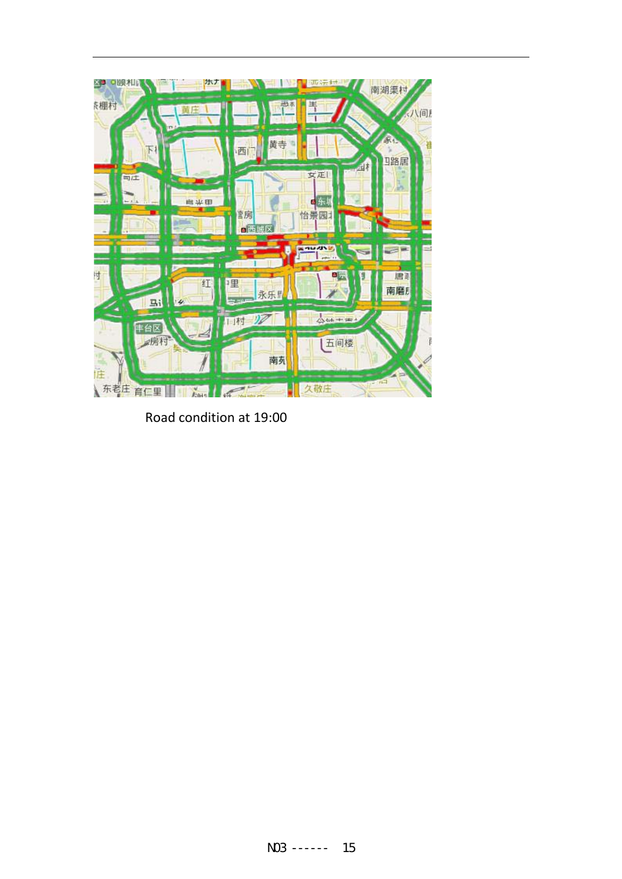Road condition at 19:00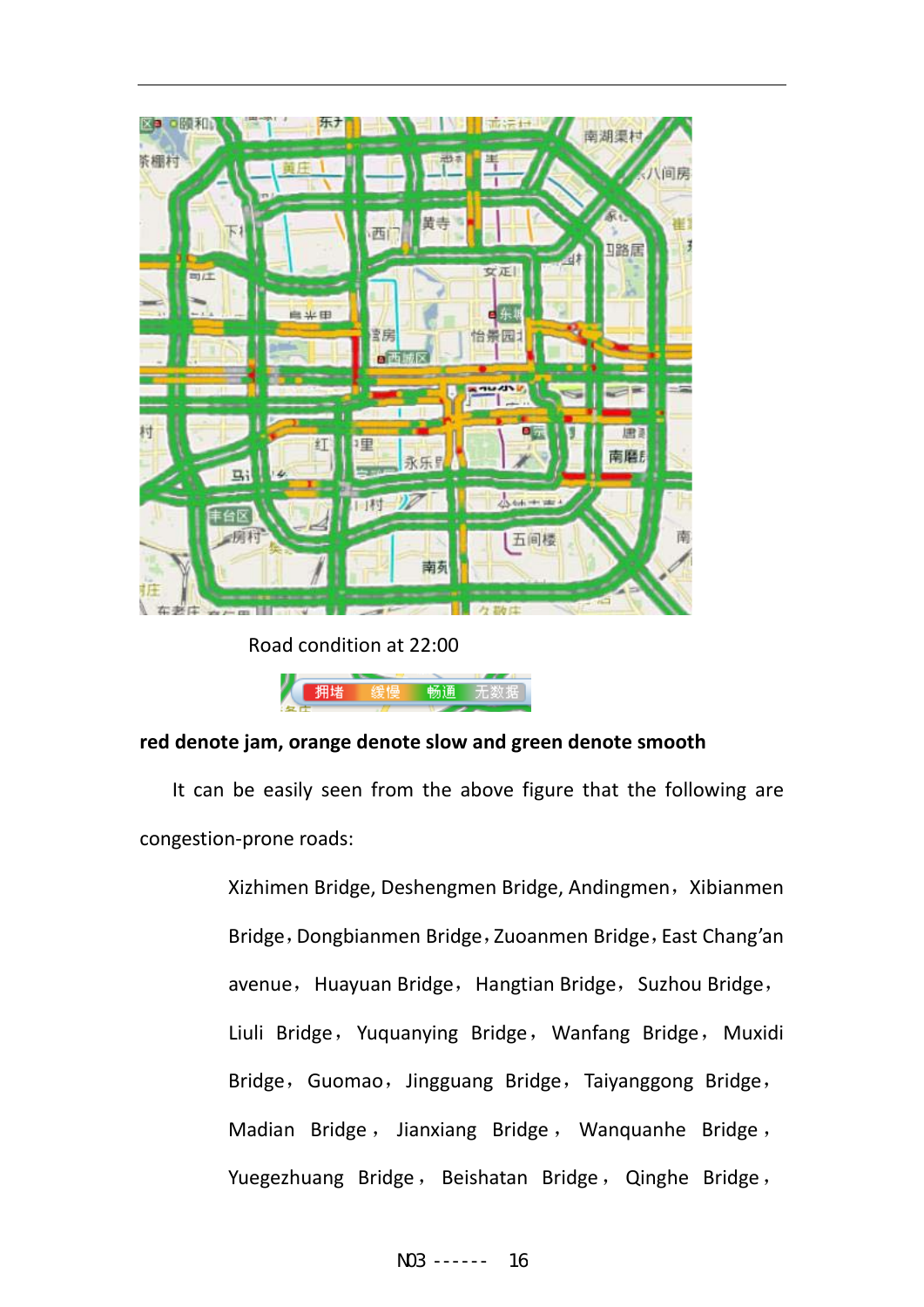Road condition at 22:00

**red denote jam, orange denote slow and green denote smooth**

It can be easily seen from the above figure that the following are congestion-prone roads:

Xizhimen Bridge, Deshengmen Bridge, Andingmen，Xibianmen Bridge，Dongbianmen Bridge，Zuoanmen Bridge，East Chang'an avenue， Huayuan Bridge， Hangtian Bridge， Suzhou Bridge， Liuli Bridge， Yuquanying Bridge， Wanfang Bridge， Muxidi Bridge， Guomao， Jingguang Bridge， Taiyanggong Bridge， Madian Bridge， Jianxiang Bridge， Wanquanhe Bridge， Yuegezhuang Bridge， Beishatan Bridge， Qinghe Bridge，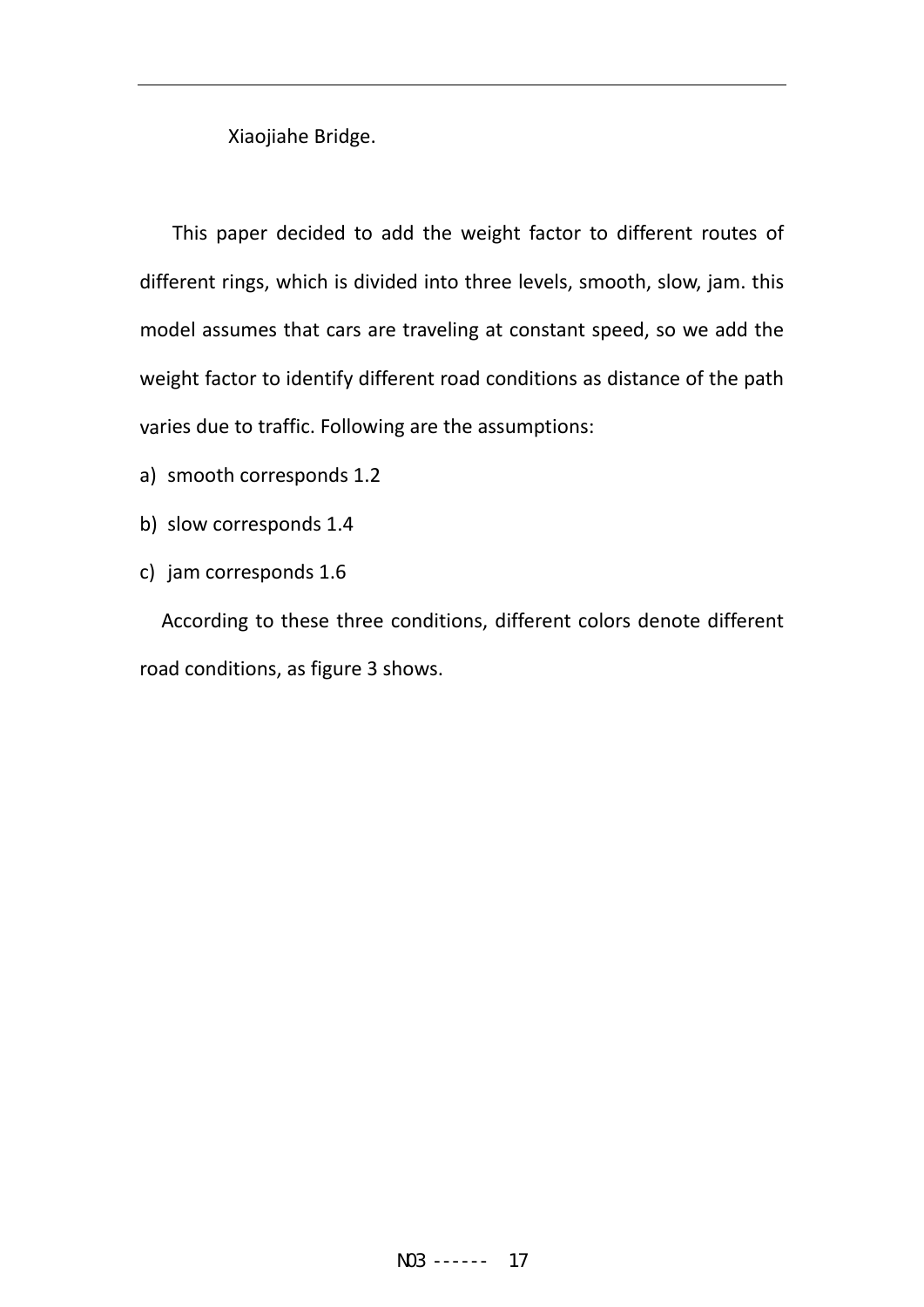Xiaojiahe Bridge.

This paper decided to add the weight factor to different routes of different rings, which is divided into three levels, smooth, slow, jam. this model assumes that cars are traveling at constant speed, so we add the weight factor to identify different road conditions as distance of the path varies due to traffic. Following are the assumptions:

a) smooth corresponds 1.2
b) slow corresponds 1.4
c) jam corresponds 1.6

According to these three conditions, different colors denote different road conditions, as figure 3 shows.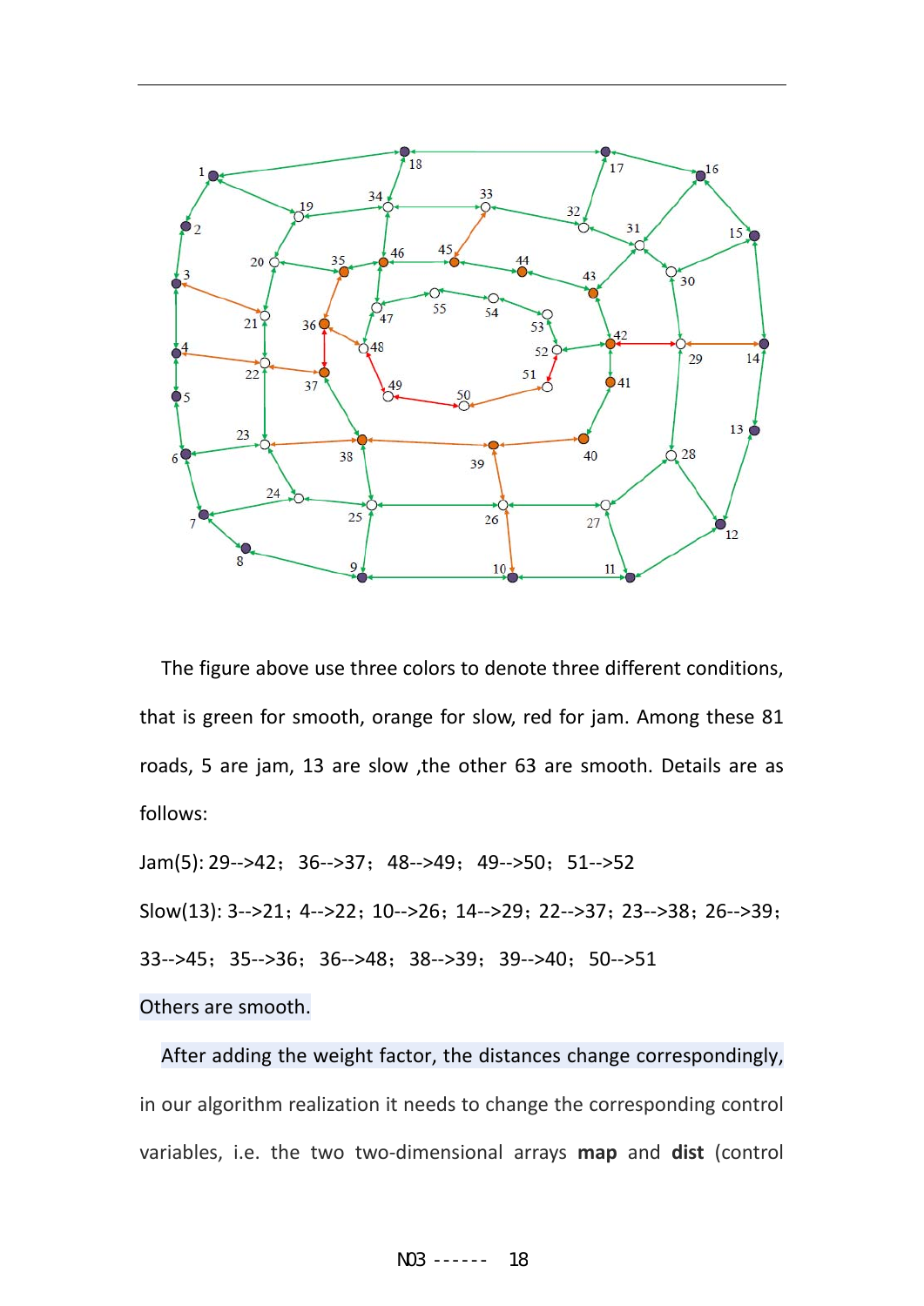The figure above use three colors to denote three different conditions, that is green for smooth, orange for slow, red for jam. Among these 81 roads, 5 are jam, 13 are slow ,the other 63 are smooth. Details are as follows:

Jam(5): 29-->42; 36-->37; 48-->49; 49-->50; 51-->52

Slow(13): 3-->21; 4-->22; 10-->26; 14-->29; 22-->37; 23-->38; 26-->39; 33-->45; 35-->36; 36-->48; 38-->39; 39-->40; 50-->51

Others are smooth.

After adding the weight factor, the distances change correspondingly, in our algorithm realization it needs to change the corresponding control variables, i.e. the two two-dimensional arrays **map** and **dist** (control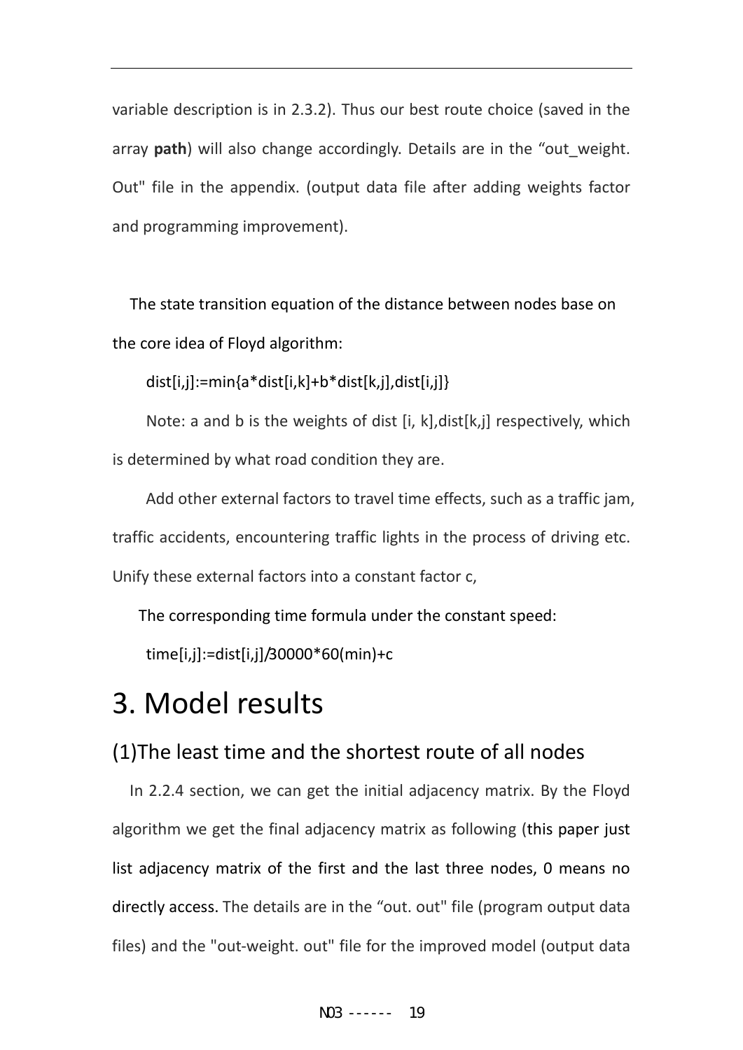variable description is in 2.3.2). Thus our best route choice (saved in the array **path**) will also change accordingly. Details are in the "out_weight. Out" file in the appendix. (output data file after adding weights factor and programming improvement).

The state transition equation of the distance between nodes base on the core idea of Floyd algorithm:

dist[i,j]:=min{a*dist[i,k]+b*dist[k,j],dist[i,j]}

Note: a and b is the weights of dist [i, k],dist[k,j] respectively, which is determined by what road condition they are.

Add other external factors to travel time effects, such as a traffic jam, traffic accidents, encountering traffic lights in the process of driving etc. Unify these external factors into a constant factor c,

The corresponding time formula under the constant speed:

time[i,j]:=dist[i,j]/30000*60(min)+c

# 3. Model results

## (1)The least time and the shortest route of all nodes

In 2.2.4 section, we can get the initial adjacency matrix. By the Floyd algorithm we get the final adjacency matrix as following (this paper just list adjacency matrix of the first and the last three nodes, 0 means no directly access. The details are in the "out. out" file (program output data files) and the "out-weight. out" file for the improved model (output data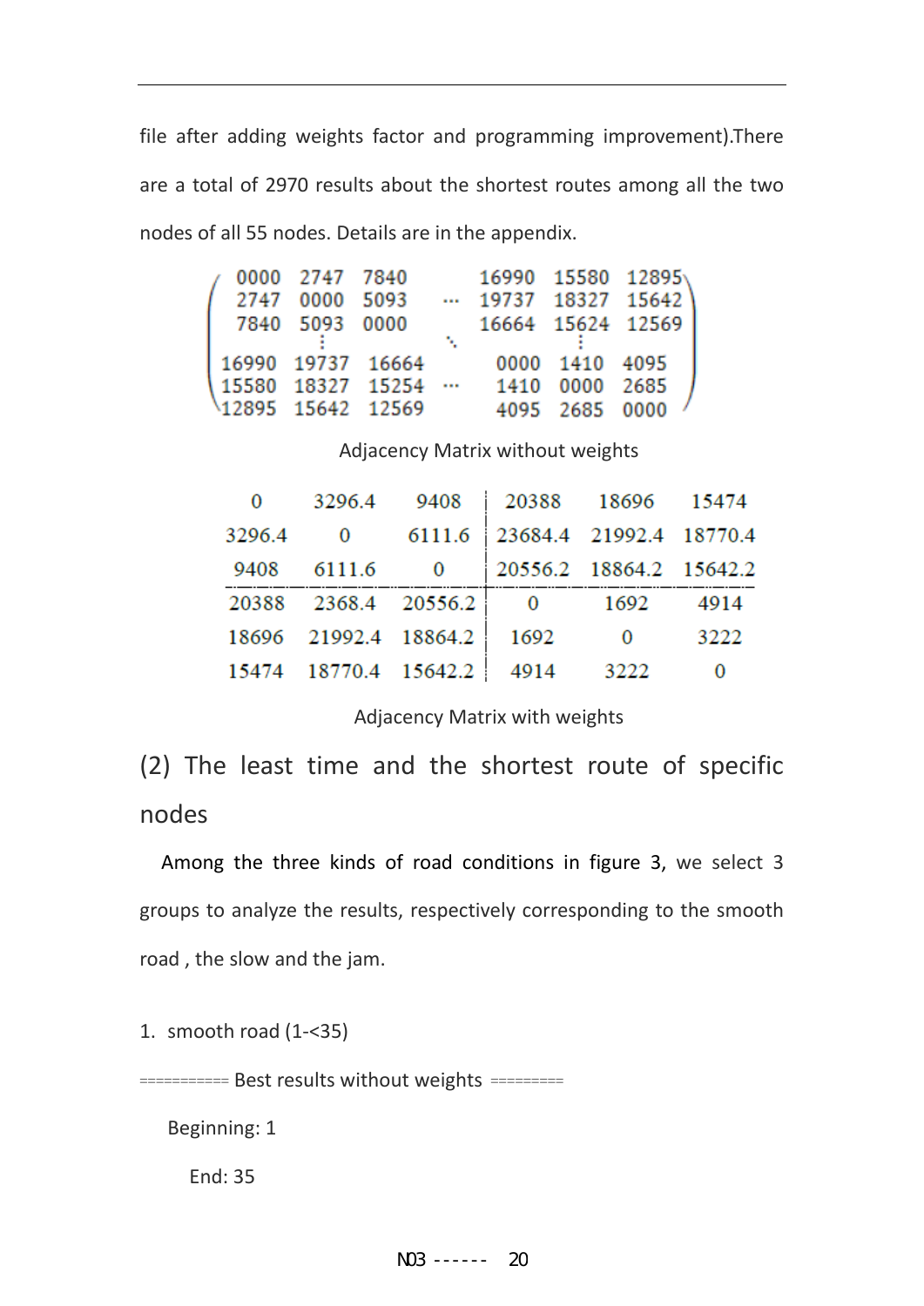file after adding weights factor and programming improvement).There are a total of 2970 results about the shortest routes among all the two nodes of all 55 nodes. Details are in the appendix.

$$
\begin{pmatrix}
0000 & 2747 & 7840 & \cdots & 16990 & 15580 & 12895 \\
2747 & 0000 & 5093 & \cdots & 19737 & 18327 & 15642 \\
7840 & 5093 & 0000 & & 16664 & 15624 & 12569 \\
 & \vdots & & \ddots & & \vdots & \\
16990 & 19737 & 16664 & & 0000 & 1410 & 4095 \\
15580 & 18327 & 15254 & \cdots & 1410 & 0000 & 2685 \\
12895 & 15642 & 12569 & & 4095 & 2685 & 0000
\end{pmatrix}
$$

Adjacency Matrix without weights

| 0 | 3296.4 | 9408 | 20388 | 18696 | 15474 |
|---|---|---|---|---|---|
| 3296.4 | 0 | 6111.6 | 23684.4 | 21992.4 | 18770.4 |
| 9408 | 6111.6 | 0 | 20556.2 | 18864.2 | 15642.2 |
| 20388 | 2368.4 | 20556.2 | 0 | 1692 | 4914 |
| 18696 | 21992.4 | 18864.2 | 1692 | 0 | 3222 |
| 15474 | 18770.4 | 15642.2 | 4914 | 3222 | 0 |

Adjacency Matrix with weights

## (2) The least time and the shortest route of specific nodes

Among the three kinds of road conditions in figure 3, we select 3 groups to analyze the results, respectively corresponding to the smooth road , the slow and the jam.

1. smooth road (1-<35)

=========== Best results without weights =========

Beginning: 1

End: 35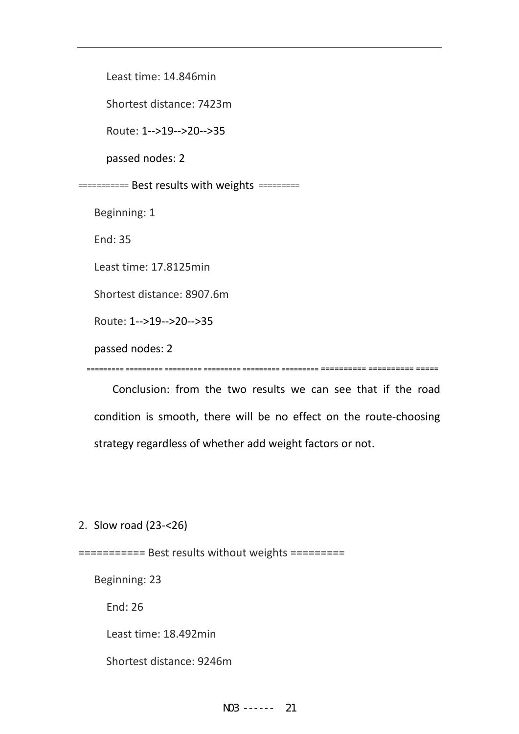Least time: 14.846min

Shortest distance: 7423m

Route: 1-->19-->20-->35

passed nodes: 2

=========== Best results with weights =========

Beginning: 1

End: 35

Least time: 17.8125min

Shortest distance: 8907.6m

Route: 1-->19-->20-->35

passed nodes: 2

========= ========= ========= ========= ========= ========= ========== ========== =====

Conclusion: from the two results we can see that if the road condition is smooth, there will be no effect on the route-choosing strategy regardless of whether add weight factors or not.

2. Slow road (23-<26)

=========== Best results without weights =========

Beginning: 23

End: 26

Least time: 18.492min

Shortest distance: 9246m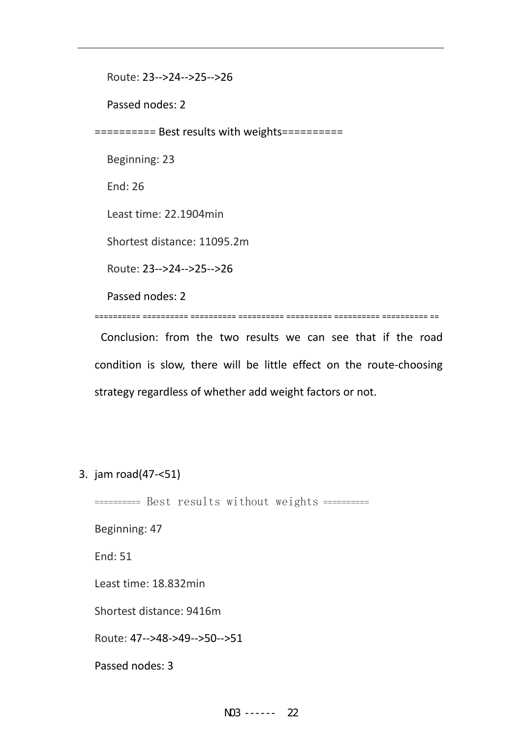Route: 23-->24-->25-->26

Passed nodes: 2

========== Best results with weights==========

Beginning: 23

End: 26

Least time: 22.1904min

Shortest distance: 11095.2m

Route: 23-->24-->25-->26

Passed nodes: 2

========== ========== ========== ========== ========== ========== ========== ==

Conclusion: from the two results we can see that if the road condition is slow, there will be little effect on the route-choosing strategy regardless of whether add weight factors or not.

3. jam road(47-<51)

========== Best results without weights ==========

Beginning: 47

End: 51

Least time: 18.832min

Shortest distance: 9416m

Route: 47-->48->49-->50-->51

Passed nodes: 3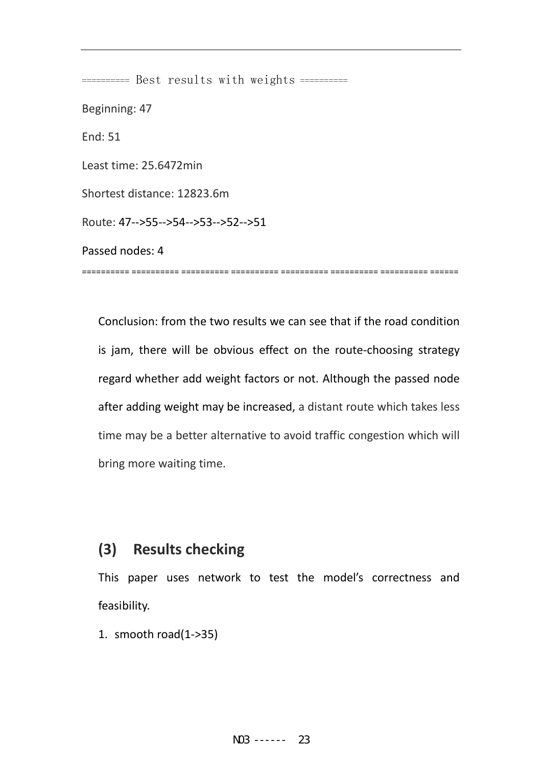========== Best results with weights ==========

Beginning: 47

End: 51

Least time: 25.6472min

Shortest distance: 12823.6m

Route: 47-->55-->54-->53-->52-->51

Passed nodes: 4

========== ========== ========== ========== ========== ========== ========== ======

Conclusion: from the two results we can see that if the road condition is jam, there will be obvious effect on the route-choosing strategy regard whether add weight factors or not. Although the passed node after adding weight may be increased, a distant route which takes less time may be a better alternative to avoid traffic congestion which will bring more waiting time.

## (3) Results checking

This paper uses network to test the model's correctness and feasibility.

1. smooth road(1->35)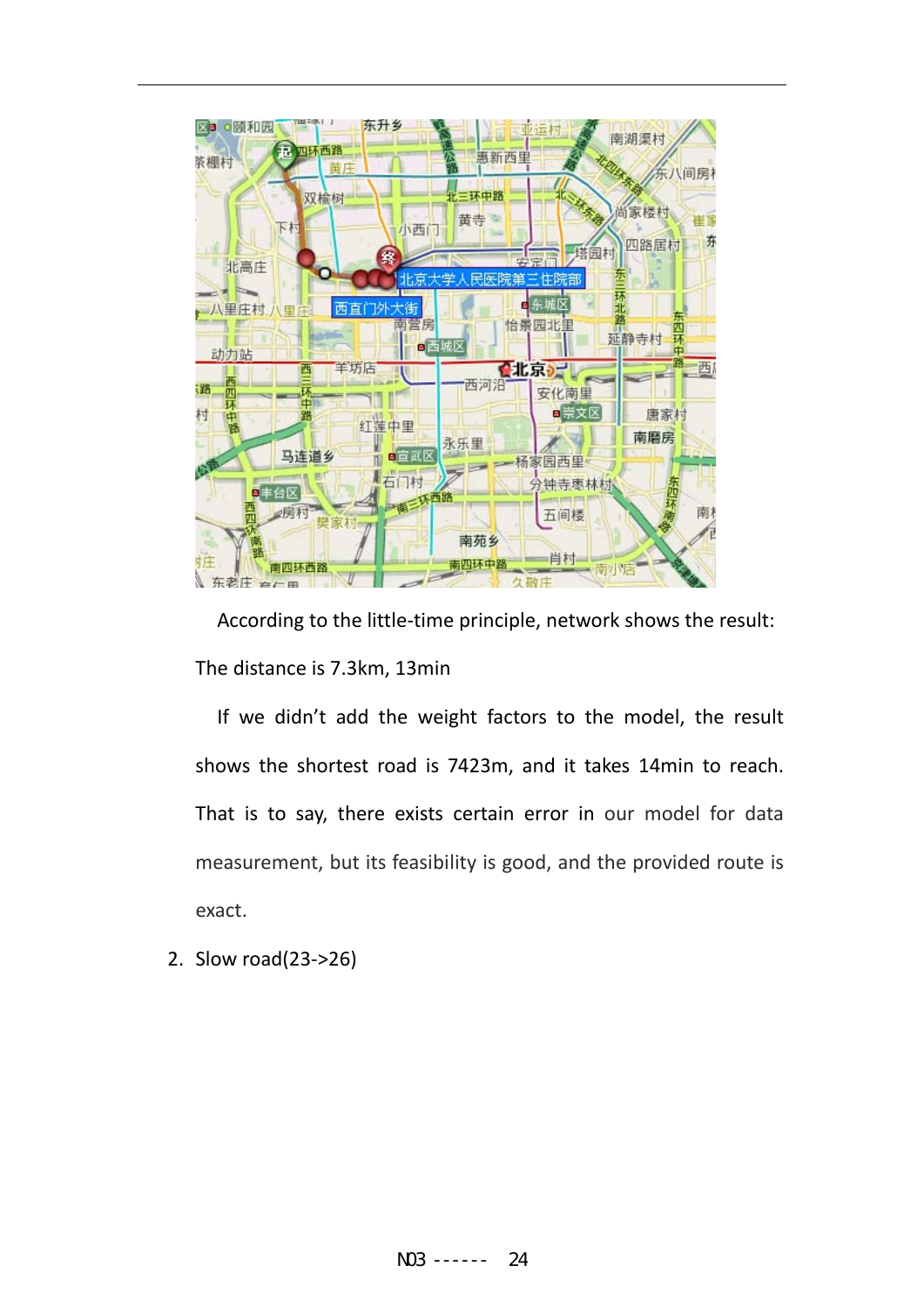According to the little-time principle, network shows the result:

The distance is 7.3km, 13min

If we didn't add the weight factors to the model, the result shows the shortest road is 7423m, and it takes 14min to reach. That is to say, there exists certain error in our model for data measurement, but its feasibility is good, and the provided route is exact.

2. Slow road(23->26)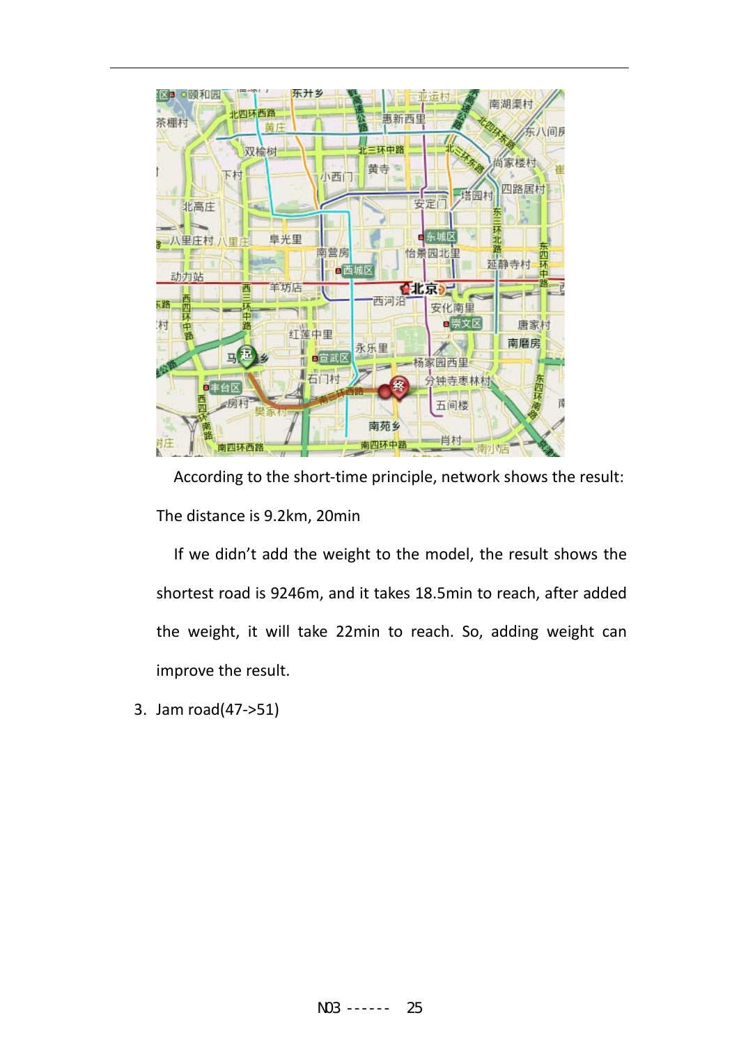According to the short-time principle, network shows the result:

The distance is 9.2km, 20min

If we didn't add the weight to the model, the result shows the shortest road is 9246m, and it takes 18.5min to reach, after added the weight, it will take 22min to reach. So, adding weight can improve the result.

3. Jam road(47->51)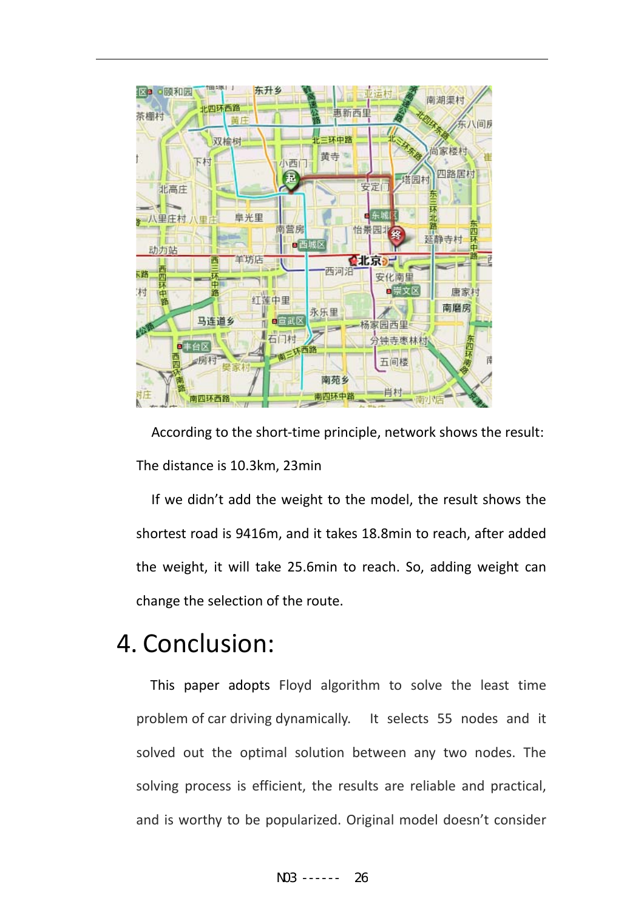According to the short-time principle, network shows the result: The distance is 10.3km, 23min

If we didn't add the weight to the model, the result shows the shortest road is 9416m, and it takes 18.8min to reach, after added the weight, it will take 25.6min to reach. So, adding weight can change the selection of the route.

# 4. Conclusion:

This paper adopts Floyd algorithm to solve the least time problem of car driving dynamically. It selects 55 nodes and it solved out the optimal solution between any two nodes. The solving process is efficient, the results are reliable and practical, and is worthy to be popularized. Original model doesn't consider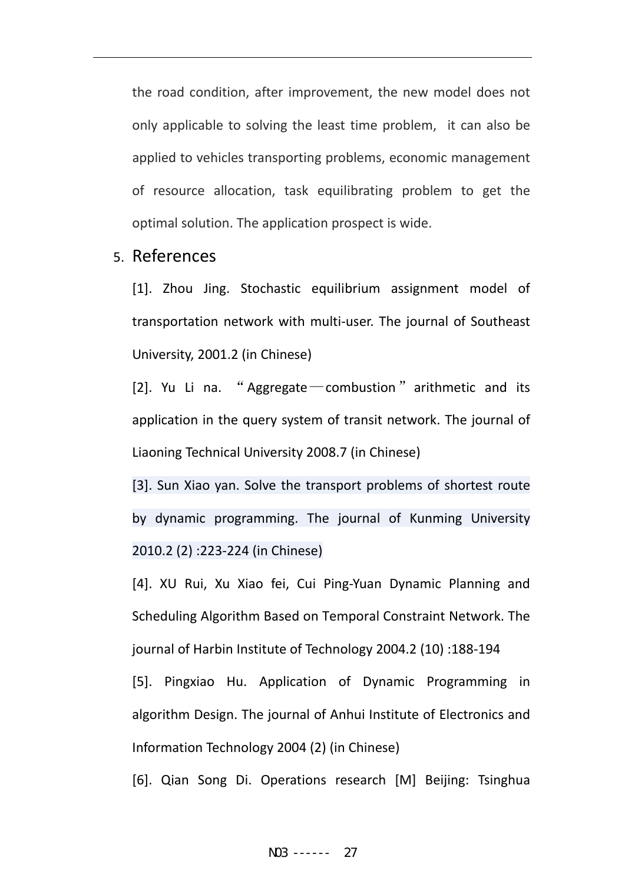the road condition, after improvement, the new model does not only applicable to solving the least time problem, it can also be applied to vehicles transporting problems, economic management of resource allocation, task equilibrating problem to get the optimal solution. The application prospect is wide.

## 5. References

[1]. Zhou Jing. Stochastic equilibrium assignment model of transportation network with multi-user. The journal of Southeast University, 2001.2 (in Chinese)

[2]. Yu Li na. "Aggregate—combustion" arithmetic and its application in the query system of transit network. The journal of Liaoning Technical University 2008.7 (in Chinese)

[3]. Sun Xiao yan. Solve the transport problems of shortest route by dynamic programming. The journal of Kunming University 2010.2 (2) :223-224 (in Chinese)

[4]. XU Rui, Xu Xiao fei, Cui Ping-Yuan Dynamic Planning and Scheduling Algorithm Based on Temporal Constraint Network. The journal of Harbin Institute of Technology 2004.2 (10) :188-194

[5]. Pingxiao Hu. Application of Dynamic Programming in algorithm Design. The journal of Anhui Institute of Electronics and Information Technology 2004 (2) (in Chinese)

[6]. Qian Song Di. Operations research [M] Beijing: Tsinghua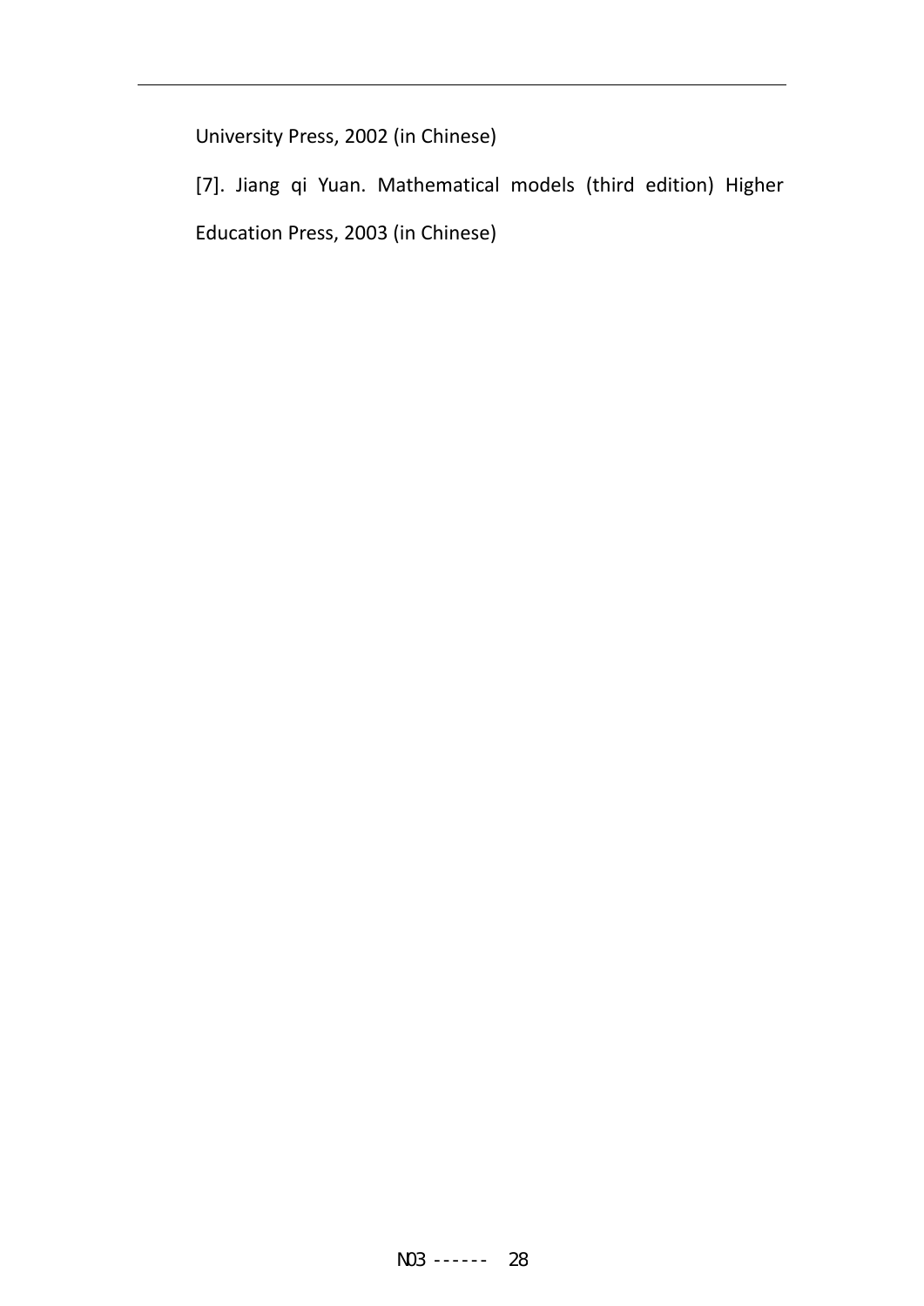University Press, 2002 (in Chinese)

[7]. Jiang qi Yuan. Mathematical models (third edition) Higher Education Press, 2003 (in Chinese)